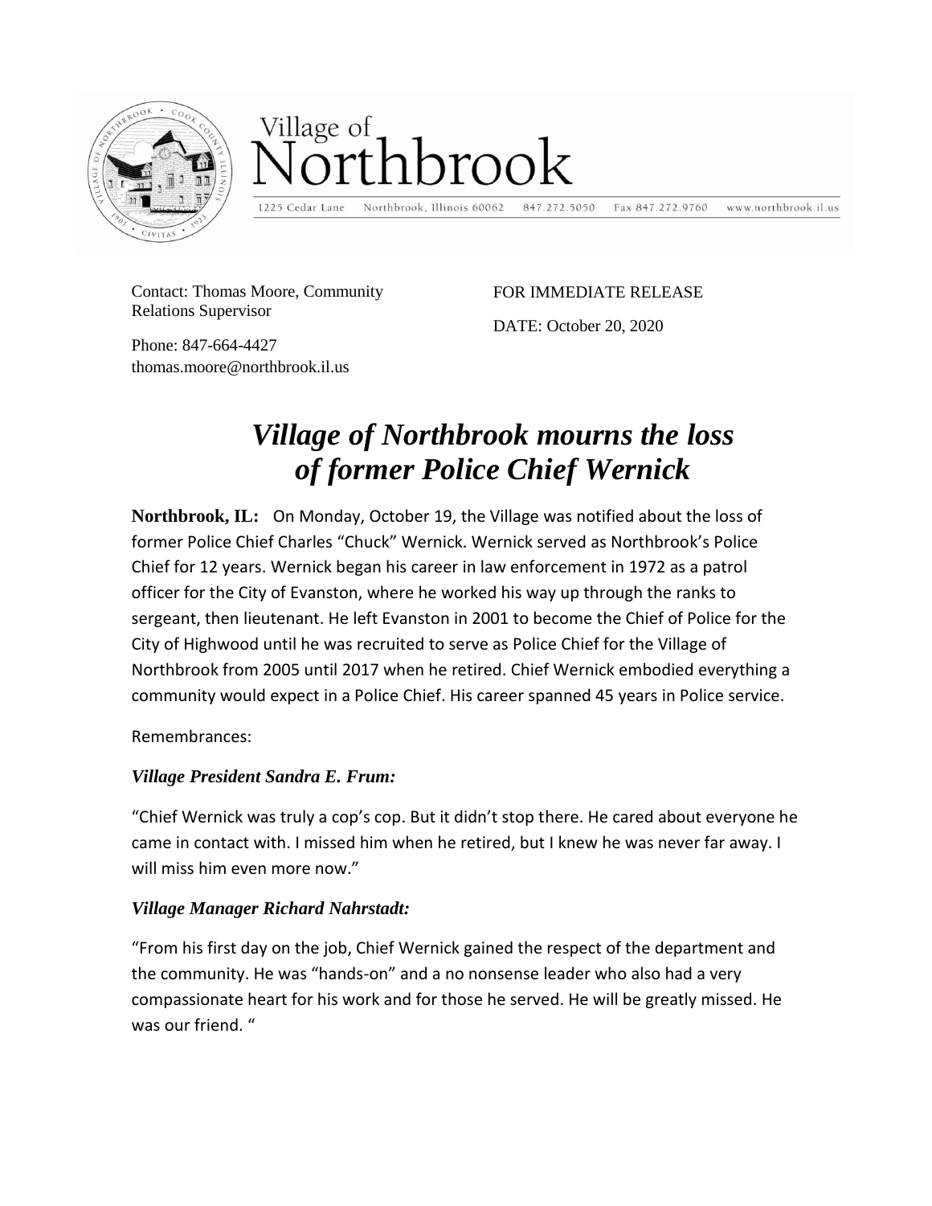Village of Northbrook

1225 Cedar Lane    Northbrook, Illinois 60062    847.272.5050    Fax 847.272.9760    www.northbrook.il.us

Contact: Thomas Moore, Community Relations Supervisor

Phone: 847-664-4427
thomas.moore@northbrook.il.us

FOR IMMEDIATE RELEASE

DATE: October 20, 2020

# *Village of Northbrook mourns the loss of former Police Chief Wernick*

**Northbrook, IL:** On Monday, October 19, the Village was notified about the loss of former Police Chief Charles "Chuck" Wernick. Wernick served as Northbrook's Police Chief for 12 years. Wernick began his career in law enforcement in 1972 as a patrol officer for the City of Evanston, where he worked his way up through the ranks to sergeant, then lieutenant. He left Evanston in 2001 to become the Chief of Police for the City of Highwood until he was recruited to serve as Police Chief for the Village of Northbrook from 2005 until 2017 when he retired. Chief Wernick embodied everything a community would expect in a Police Chief. His career spanned 45 years in Police service.

Remembrances:

***Village President Sandra E. Frum:***

"Chief Wernick was truly a cop's cop. But it didn't stop there. He cared about everyone he came in contact with. I missed him when he retired, but I knew he was never far away. I will miss him even more now."

***Village Manager Richard Nahrstadt:***

"From his first day on the job, Chief Wernick gained the respect of the department and the community. He was "hands-on" and a no nonsense leader who also had a very compassionate heart for his work and for those he served. He will be greatly missed. He was our friend. "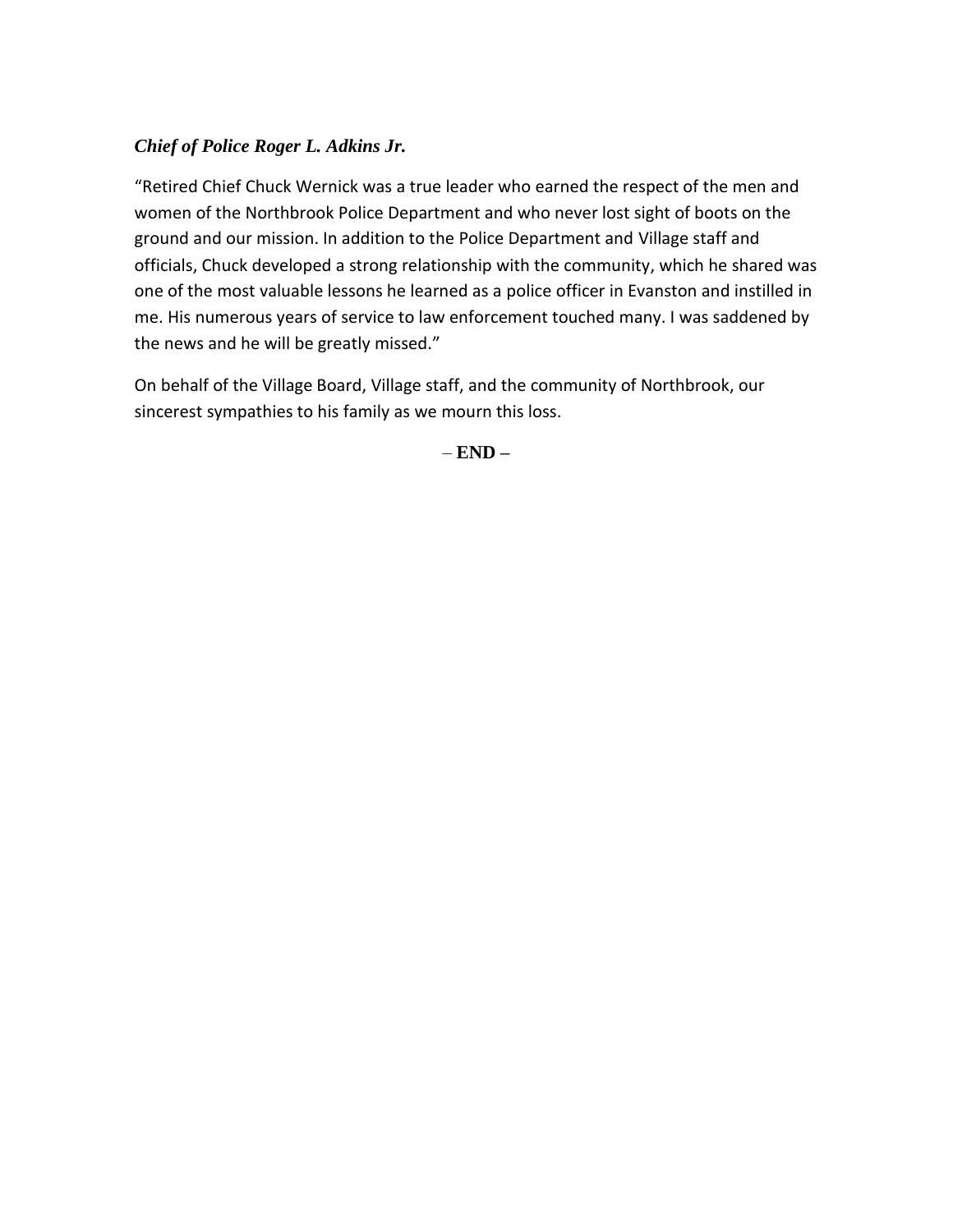***Chief of Police Roger L. Adkins Jr.***

"Retired Chief Chuck Wernick was a true leader who earned the respect of the men and women of the Northbrook Police Department and who never lost sight of boots on the ground and our mission. In addition to the Police Department and Village staff and officials, Chuck developed a strong relationship with the community, which he shared was one of the most valuable lessons he learned as a police officer in Evanston and instilled in me. His numerous years of service to law enforcement touched many. I was saddened by the news and he will be greatly missed."

On behalf of the Village Board, Village staff, and the community of Northbrook, our sincerest sympathies to his family as we mourn this loss.

– **END** –